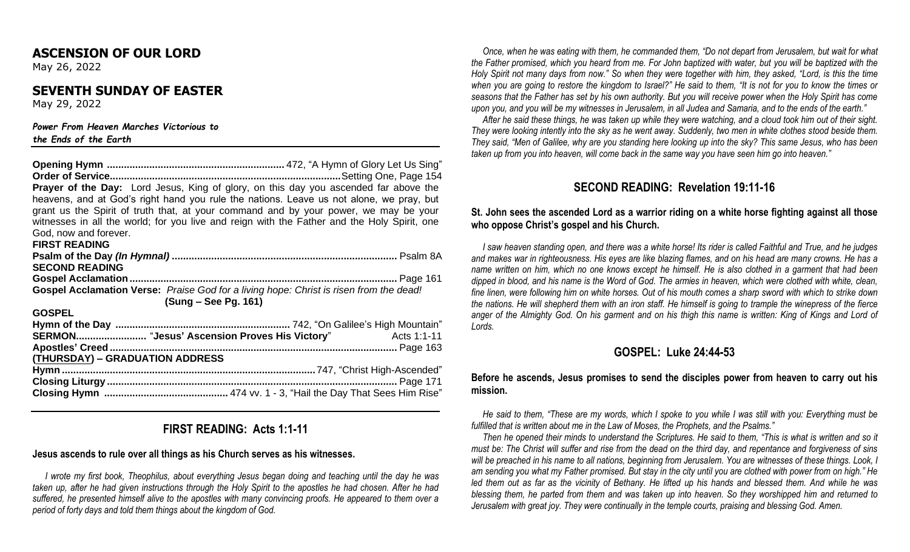## ASCENSION OF OUR LORD

May 26, 2022

## SEVENTH SUNDAY OF EASTER

May 29, 2022

***Power From Heaven Marches Victorious to the Ends of the Earth***

**Opening Hymn** .............................................................. 472, "A Hymn of Glory Let Us Sing"
**Order of Service**.................................................................................Setting One, Page 154

**Prayer of the Day:** Lord Jesus, King of glory, on this day you ascended far above the heavens, and at God's right hand you rule the nations. Leave us not alone, we pray, but grant us the Spirit of truth that, at your command and by your power, we may be your witnesses in all the world; for you live and reign with the Father and the Holy Spirit, one God, now and forever.

**FIRST READING**
**Psalm of the Day *(In Hymnal)*** ............................................................................... Psalm 8A
**SECOND READING**
**Gospel Acclamation**............................................................................................. Page 161
**Gospel Acclamation Verse:** *Praise God for a living hope: Christ is risen from the dead!*
**(Sung – See Pg. 161)**
**GOSPEL**
**Hymn of the Day** ............................................................. 742, "On Galilee's High Mountain"
**SERMON**......................... "**Jesus' Ascension Proves His Victory**" Acts 1:1-11
**Apostles' Creed**.................................................................................................... Page 163
**(THURSDAY) – GRADUATION ADDRESS**
**Hymn**........................................................................................747, "Christ High-Ascended"
**Closing Liturgy**..................................................................................................... Page 171
**Closing Hymn** ............................................ 474 vv. 1 - 3, "Hail the Day That Sees Him Rise"

## FIRST READING: Acts 1:1-11

**Jesus ascends to rule over all things as his Church serves as his witnesses.**

*I wrote my first book, Theophilus, about everything Jesus began doing and teaching until the day he was taken up, after he had given instructions through the Holy Spirit to the apostles he had chosen. After he had suffered, he presented himself alive to the apostles with many convincing proofs. He appeared to them over a period of forty days and told them things about the kingdom of God.*

*Once, when he was eating with them, he commanded them, "Do not depart from Jerusalem, but wait for what the Father promised, which you heard from me. For John baptized with water, but you will be baptized with the Holy Spirit not many days from now." So when they were together with him, they asked, "Lord, is this the time when you are going to restore the kingdom to Israel?" He said to them, "It is not for you to know the times or seasons that the Father has set by his own authority. But you will receive power when the Holy Spirit has come upon you, and you will be my witnesses in Jerusalem, in all Judea and Samaria, and to the ends of the earth."*

*After he said these things, he was taken up while they were watching, and a cloud took him out of their sight. They were looking intently into the sky as he went away. Suddenly, two men in white clothes stood beside them. They said, "Men of Galilee, why are you standing here looking up into the sky? This same Jesus, who has been taken up from you into heaven, will come back in the same way you have seen him go into heaven."*

## SECOND READING: Revelation 19:11-16

**St. John sees the ascended Lord as a warrior riding on a white horse fighting against all those who oppose Christ's gospel and his Church.**

*I saw heaven standing open, and there was a white horse! Its rider is called Faithful and True, and he judges and makes war in righteousness. His eyes are like blazing flames, and on his head are many crowns. He has a name written on him, which no one knows except he himself. He is also clothed in a garment that had been dipped in blood, and his name is the Word of God. The armies in heaven, which were clothed with white, clean, fine linen, were following him on white horses. Out of his mouth comes a sharp sword with which to strike down the nations. He will shepherd them with an iron staff. He himself is going to trample the winepress of the fierce anger of the Almighty God. On his garment and on his thigh this name is written: King of Kings and Lord of Lords.*

## GOSPEL: Luke 24:44-53

**Before he ascends, Jesus promises to send the disciples power from heaven to carry out his mission.**

*He said to them, "These are my words, which I spoke to you while I was still with you: Everything must be fulfilled that is written about me in the Law of Moses, the Prophets, and the Psalms."*

*Then he opened their minds to understand the Scriptures. He said to them, "This is what is written and so it must be: The Christ will suffer and rise from the dead on the third day, and repentance and forgiveness of sins will be preached in his name to all nations, beginning from Jerusalem. You are witnesses of these things. Look, I am sending you what my Father promised. But stay in the city until you are clothed with power from on high." He led them out as far as the vicinity of Bethany. He lifted up his hands and blessed them. And while he was blessing them, he parted from them and was taken up into heaven. So they worshipped him and returned to Jerusalem with great joy. They were continually in the temple courts, praising and blessing God. Amen.*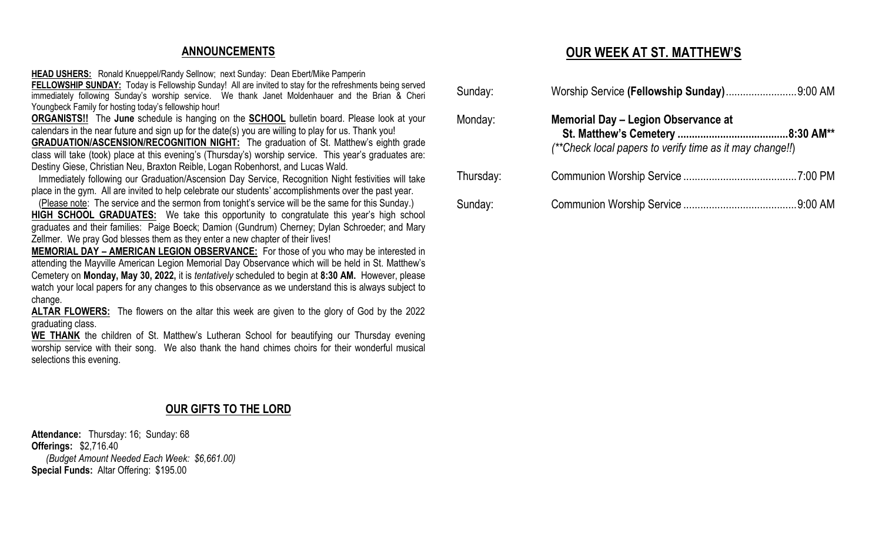## ANNOUNCEMENTS

**HEAD USHERS:** Ronald Knueppel/Randy Sellnow; next Sunday: Dean Ebert/Mike Pamperin

**FELLOWSHIP SUNDAY:** Today is Fellowship Sunday! All are invited to stay for the refreshments being served immediately following Sunday's worship service. We thank Janet Moldenhauer and the Brian & Cheri Youngbeck Family for hosting today's fellowship hour!

**ORGANISTS!!** The **June** schedule is hanging on the **SCHOOL** bulletin board. Please look at your calendars in the near future and sign up for the date(s) you are willing to play for us. Thank you!

**GRADUATION/ASCENSION/RECOGNITION NIGHT:** The graduation of St. Matthew's eighth grade class will take (took) place at this evening's (Thursday's) worship service. This year's graduates are: Destiny Giese, Christian Neu, Braxton Reible, Logan Robenhorst, and Lucas Wald.

Immediately following our Graduation/Ascension Day Service, Recognition Night festivities will take place in the gym. All are invited to help celebrate our students' accomplishments over the past year.

(Please note: The service and the sermon from tonight's service will be the same for this Sunday.)

**HIGH SCHOOL GRADUATES:** We take this opportunity to congratulate this year's high school graduates and their families: Paige Boeck; Damion (Gundrum) Cherney; Dylan Schroeder; and Mary Zellmer. We pray God blesses them as they enter a new chapter of their lives!

**MEMORIAL DAY – AMERICAN LEGION OBSERVANCE:** For those of you who may be interested in attending the Mayville American Legion Memorial Day Observance which will be held in St. Matthew's Cemetery on **Monday, May 30, 2022,** it is *tentatively* scheduled to begin at **8:30 AM.** However, please watch your local papers for any changes to this observance as we understand this is always subject to change.

**ALTAR FLOWERS:** The flowers on the altar this week are given to the glory of God by the 2022 graduating class.

**WE THANK** the children of St. Matthew's Lutheran School for beautifying our Thursday evening worship service with their song. We also thank the hand chimes choirs for their wonderful musical selections this evening.

## OUR GIFTS TO THE LORD

**Attendance:** Thursday: 16; Sunday: 68

**Offerings:** $2,716.40

*(Budget Amount Needed Each Week: $6,661.00)*

**Special Funds:** Altar Offering: $195.00

## OUR WEEK AT ST. MATTHEW'S

| | |
|---|---|
| Sunday: | Worship Service **(Fellowship Sunday)** ......................... 9:00 AM |
| Monday: | **Memorial Day – Legion Observance at St. Matthew's Cemetery ...................................... 8:30 AM**** <br> *(**Check local papers to verify time as it may change!!)* |
| Thursday: | Communion Worship Service ........................................ 7:00 PM |
| Sunday: | Communion Worship Service ........................................ 9:00 AM |